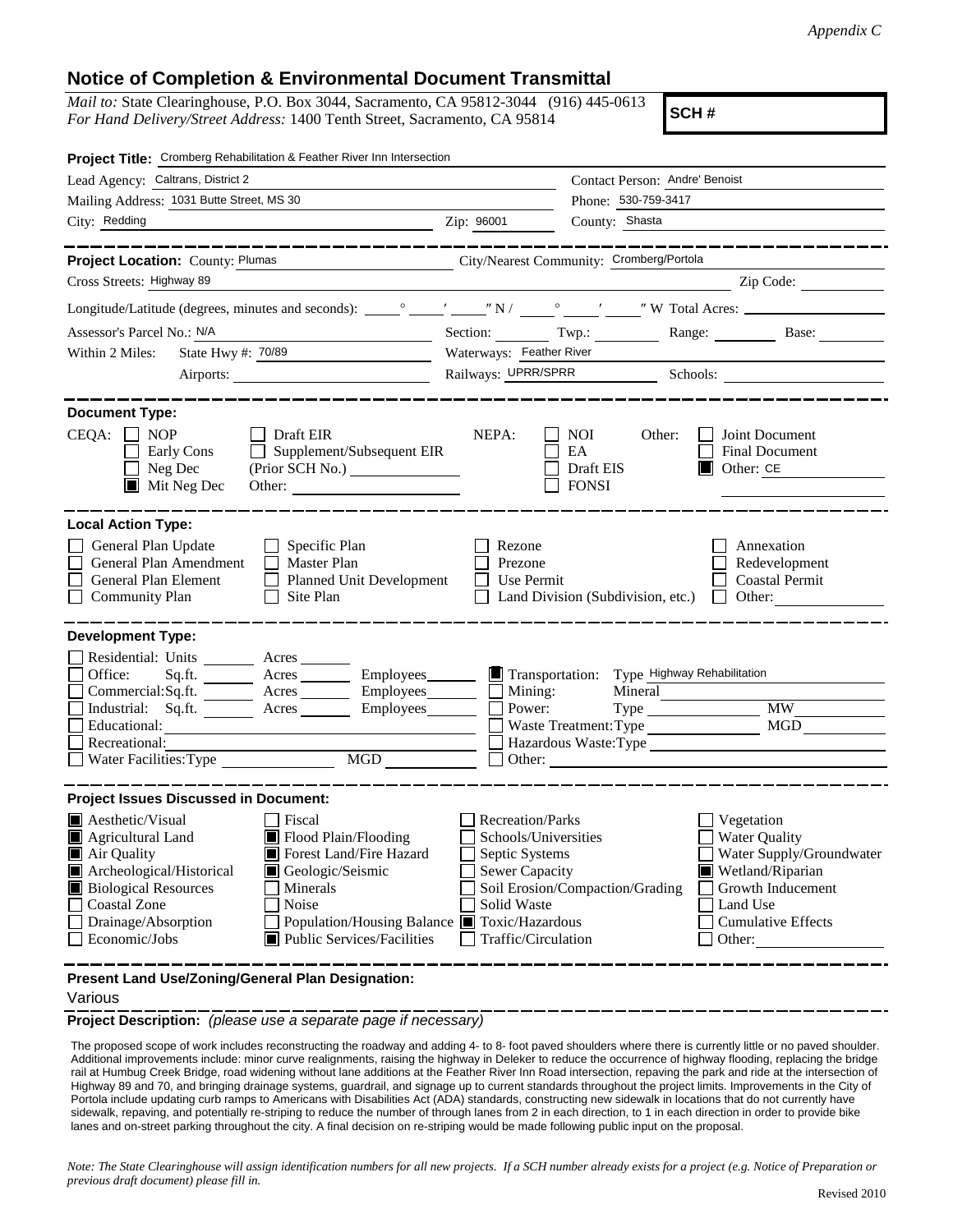*Appendix C*

# Notice of Completion & Environmental Document Transmittal

*Mail to:* State Clearinghouse, P.O. Box 3044, Sacramento, CA 95812-3044 (916) 445-0613
*For Hand Delivery/Street Address:* 1400 Tenth Street, Sacramento, CA 95814

**SCH #**

**Project Title:** Cromberg Rehabilitation & Feather River Inn Intersection

Lead Agency: Caltrans, District 2 — Contact Person: Andre' Benoist
Mailing Address: 1031 Butte Street, MS 30 — Phone: 530-759-3417
City: Redding — Zip: 96001 — County: Shasta

**Project Location:** County: Plumas — City/Nearest Community: Cromberg/Portola
Cross Streets: Highway 89 — Zip Code:
Longitude/Latitude (degrees, minutes and seconds): ___° ___′ ___″ N / ___° ___′ ___″ W Total Acres:
Assessor's Parcel No.: N/A — Section: — Twp.: — Range: — Base:
Within 2 Miles: State Hwy #: 70/89 — Waterways: Feather River
Airports: — Railways: UPRR/SPRR — Schools:

**Document Type:**

CEQA: ☐ NOP ☐ Early Cons ☐ Neg Dec ☒ Mit Neg Dec ☐ Draft EIR ☐ Supplement/Subsequent EIR (Prior SCH No.) Other:

NEPA: ☐ NOI ☐ EA ☐ Draft EIS ☐ FONSI

Other: ☐ Joint Document ☐ Final Document ☒ Other: CE

**Local Action Type:**

☐ General Plan Update ☐ General Plan Amendment ☐ General Plan Element ☐ Community Plan ☐ Specific Plan ☐ Master Plan ☐ Planned Unit Development ☐ Site Plan ☐ Rezone ☐ Prezone ☐ Use Permit ☐ Land Division (Subdivision, etc.) ☐ Annexation ☐ Redevelopment ☐ Coastal Permit ☐ Other:

**Development Type:**

☐ Residential: Units ___ Acres ___
☐ Office: Sq.ft. ___ Acres ___ Employees ___
☐ Commercial: Sq.ft. ___ Acres ___ Employees ___
☐ Industrial: Sq.ft. ___ Acres ___ Employees ___
☐ Educational:
☐ Recreational:
☐ Water Facilities: Type ___ MGD ___
☒ Transportation: Type Highway Rehabilitation
☐ Mining: Mineral
☐ Power: Type ___ MW ___
☐ Waste Treatment: Type ___ MGD ___
☐ Hazardous Waste: Type
☐ Other:

**Project Issues Discussed in Document:**

☒ Aesthetic/Visual ☒ Agricultural Land ☒ Air Quality ☒ Archeological/Historical ☒ Biological Resources ☐ Coastal Zone ☐ Drainage/Absorption ☐ Economic/Jobs
☐ Fiscal ☒ Flood Plain/Flooding ☒ Forest Land/Fire Hazard ☒ Geologic/Seismic ☐ Minerals ☐ Noise ☐ Population/Housing Balance ☒ Public Services/Facilities
☐ Recreation/Parks ☐ Schools/Universities ☐ Septic Systems ☐ Sewer Capacity ☐ Soil Erosion/Compaction/Grading ☐ Solid Waste ☒ Toxic/Hazardous ☐ Traffic/Circulation
☐ Vegetation ☐ Water Quality ☐ Water Supply/Groundwater ☒ Wetland/Riparian ☐ Growth Inducement ☐ Land Use ☐ Cumulative Effects ☐ Other:

**Present Land Use/Zoning/General Plan Designation:**

Various

**Project Description:** *(please use a separate page if necessary)*

The proposed scope of work includes reconstructing the roadway and adding 4- to 8- foot paved shoulders where there is currently little or no paved shoulder. Additional improvements include: minor curve realignments, raising the highway in Deleker to reduce the occurrence of highway flooding, replacing the bridge rail at Humbug Creek Bridge, road widening without lane additions at the Feather River Inn Road intersection, repaving the park and ride at the intersection of Highway 89 and 70, and bringing drainage systems, guardrail, and signage up to current standards throughout the project limits. Improvements in the City of Portola include updating curb ramps to Americans with Disabilities Act (ADA) standards, constructing new sidewalk in locations that do not currently have sidewalk, repaving, and potentially re-striping to reduce the number of through lanes from 2 in each direction, to 1 in each direction in order to provide bike lanes and on-street parking throughout the city. A final decision on re-striping would be made following public input on the proposal.

*Note: The State Clearinghouse will assign identification numbers for all new projects. If a SCH number already exists for a project (e.g. Notice of Preparation or previous draft document) please fill in.*

Revised 2010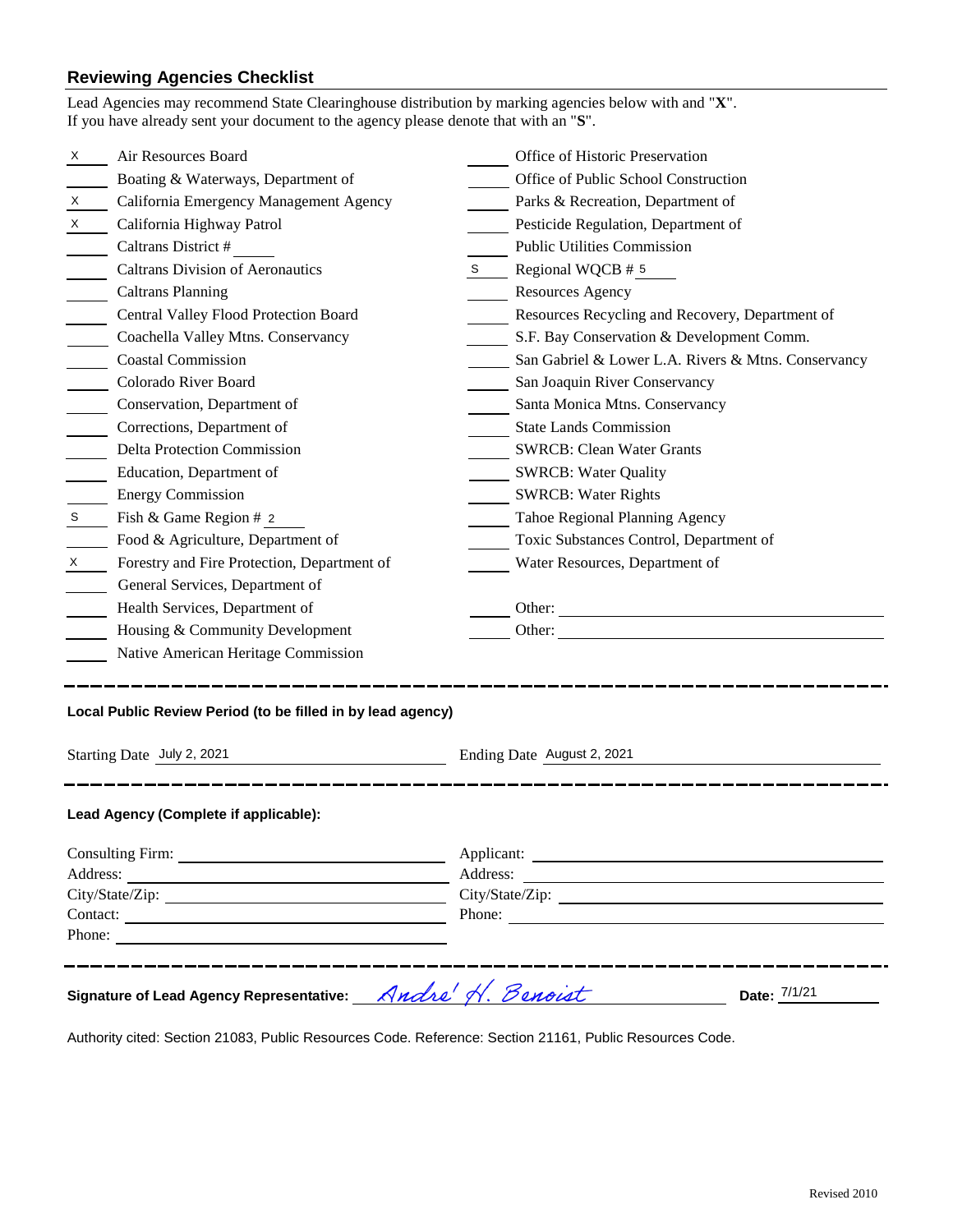## Reviewing Agencies Checklist

Lead Agencies may recommend State Clearinghouse distribution by marking agencies below with and "**X**".
If you have already sent your document to the agency please denote that with an "**S**".

| | | | |
|---|---|---|---|
| X | Air Resources Board | | Office of Historic Preservation |
| | Boating & Waterways, Department of | | Office of Public School Construction |
| X | California Emergency Management Agency | | Parks & Recreation, Department of |
| X | California Highway Patrol | | Pesticide Regulation, Department of |
| | Caltrans District # ____ | | Public Utilities Commission |
| | Caltrans Division of Aeronautics | S | Regional WQCB # 5 |
| | Caltrans Planning | | Resources Agency |
| | Central Valley Flood Protection Board | | Resources Recycling and Recovery, Department of |
| | Coachella Valley Mtns. Conservancy | | S.F. Bay Conservation & Development Comm. |
| | Coastal Commission | | San Gabriel & Lower L.A. Rivers & Mtns. Conservancy |
| | Colorado River Board | | San Joaquin River Conservancy |
| | Conservation, Department of | | Santa Monica Mtns. Conservancy |
| | Corrections, Department of | | State Lands Commission |
| | Delta Protection Commission | | SWRCB: Clean Water Grants |
| | Education, Department of | | SWRCB: Water Quality |
| | Energy Commission | | SWRCB: Water Rights |
| S | Fish & Game Region # 2 | | Tahoe Regional Planning Agency |
| | Food & Agriculture, Department of | | Toxic Substances Control, Department of |
| X | Forestry and Fire Protection, Department of | | Water Resources, Department of |
| | General Services, Department of | | |
| | Health Services, Department of | | Other: |
| | Housing & Community Development | | Other: |
| | Native American Heritage Commission | | |

---

**Local Public Review Period (to be filled in by lead agency)**

Starting Date July 2, 2021 Ending Date August 2, 2021

---

**Lead Agency (Complete if applicable):**

Consulting Firm: ____________
Address: ____________
City/State/Zip: ____________
Contact: ____________
Phone: ____________

Applicant: ____________
Address: ____________
City/State/Zip: ____________
Phone: ____________

---

**Signature of Lead Agency Representative:** Andre' H. Benoist **Date:** 7/1/21

Authority cited: Section 21083, Public Resources Code. Reference: Section 21161, Public Resources Code.

Revised 2010